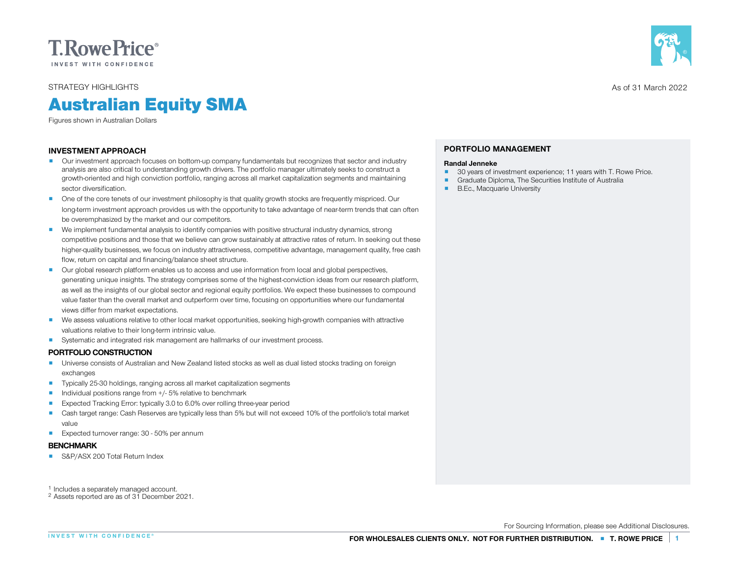T. Rowe Price
INVEST WITH CONFIDENCE

STRATEGY HIGHLIGHTS

As of 31 March 2022

# Australian Equity SMA

Figures shown in Australian Dollars

## INVESTMENT APPROACH

- Our investment approach focuses on bottom-up company fundamentals but recognizes that sector and industry analysis are also critical to understanding growth drivers. The portfolio manager ultimately seeks to construct a growth-oriented and high conviction portfolio, ranging across all market capitalization segments and maintaining sector diversification.
- One of the core tenets of our investment philosophy is that quality growth stocks are frequently mispriced. Our long-term investment approach provides us with the opportunity to take advantage of near-term trends that can often be overemphasized by the market and our competitors.
- We implement fundamental analysis to identify companies with positive structural industry dynamics, strong competitive positions and those that we believe can grow sustainably at attractive rates of return. In seeking out these higher-quality businesses, we focus on industry attractiveness, competitive advantage, management quality, free cash flow, return on capital and financing/balance sheet structure.
- Our global research platform enables us to access and use information from local and global perspectives, generating unique insights. The strategy comprises some of the highest-conviction ideas from our research platform, as well as the insights of our global sector and regional equity portfolios. We expect these businesses to compound value faster than the overall market and outperform over time, focusing on opportunities where our fundamental views differ from market expectations.
- We assess valuations relative to other local market opportunities, seeking high-growth companies with attractive valuations relative to their long-term intrinsic value.
- Systematic and integrated risk management are hallmarks of our investment process.

## PORTFOLIO CONSTRUCTION

- Universe consists of Australian and New Zealand listed stocks as well as dual listed stocks trading on foreign exchanges
- Typically 25-30 holdings, ranging across all market capitalization segments
- Individual positions range from +/- 5% relative to benchmark
- Expected Tracking Error: typically 3.0 to 6.0% over rolling three-year period
- Cash target range: Cash Reserves are typically less than 5% but will not exceed 10% of the portfolio's total market value
- Expected turnover range: 30 - 50% per annum

## BENCHMARK

- S&P/ASX 200 Total Return Index

## PORTFOLIO MANAGEMENT

**Randal Jenneke**

- 30 years of investment experience; 11 years with T. Rowe Price.
- Graduate Diploma, The Securities Institute of Australia
- B.Ec., Macquarie University

[1] Includes a separately managed account.
[2] Assets reported are as of 31 December 2021.

For Sourcing Information, please see Additional Disclosures.

FOR WHOLESALES CLIENTS ONLY. NOT FOR FURTHER DISTRIBUTION.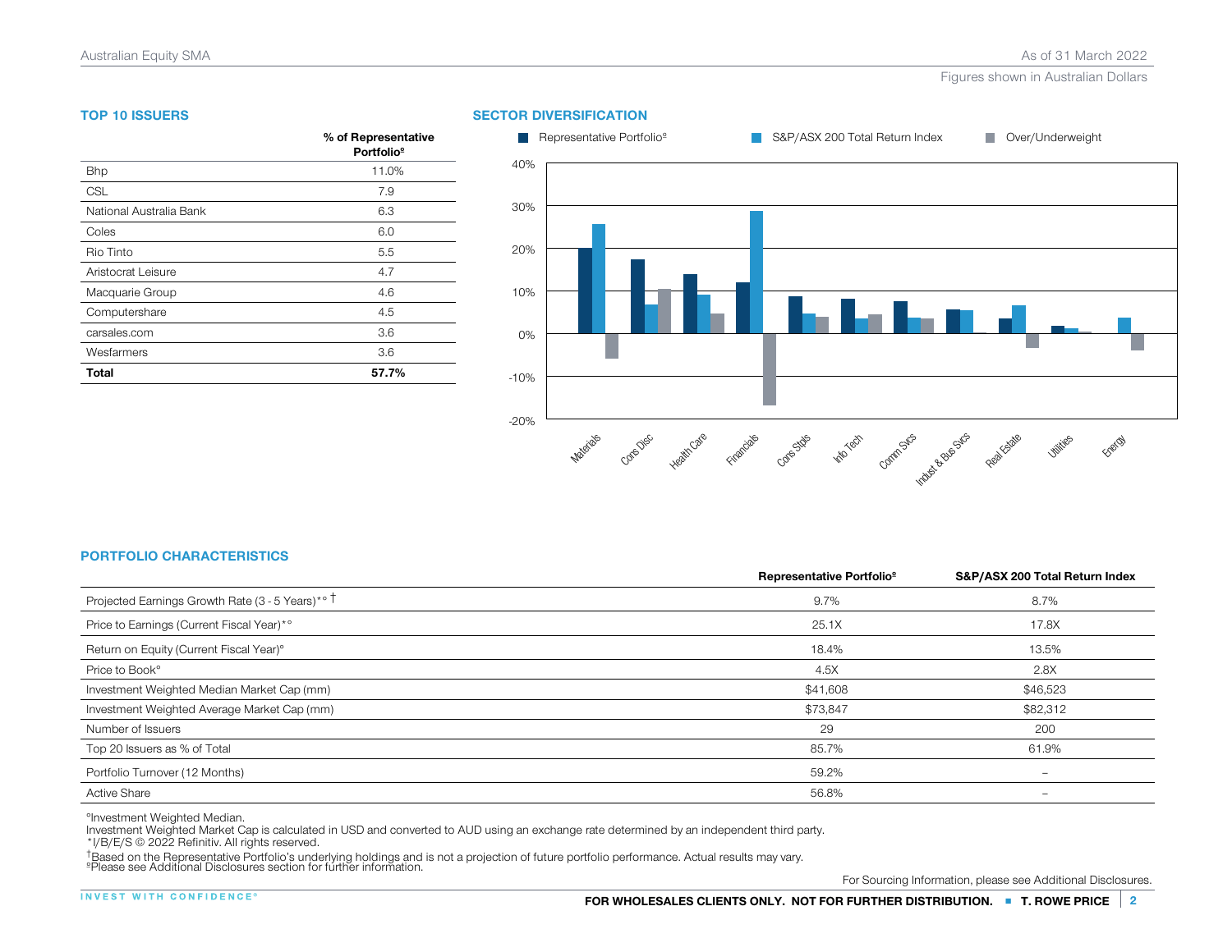## TOP 10 ISSUERS

| | % of Representative Portfolio[º] |
|---|---|
| Bhp | 11.0% |
| CSL | 7.9 |
| National Australia Bank | 6.3 |
| Coles | 6.0 |
| Rio Tinto | 5.5 |
| Aristocrat Leisure | 4.7 |
| Macquarie Group | 4.6 |
| Computershare | 4.5 |
| carsales.com | 3.6 |
| Wesfarmers | 3.6 |
| **Total** | **57.7%** |

## SECTOR DIVERSIFICATION

Representative Portfolio[º] | S&P/ASX 200 Total Return Index | Over/Underweight

40% 30% 20% 10% 0% -10% -20%

Materials, Cons Disc, Health Care, Financials, Cons Stpls, Info Tech, Comm Svcs, Indust & Bus Svcs, Real Estate, Utilities, Energy

## PORTFOLIO CHARACTERISTICS

| | Representative Portfolio[º] | S&P/ASX 200 Total Return Index |
|---|---|---|
| Projected Earnings Growth Rate (3 - 5 Years)*° † | 9.7% | 8.7% |
| Price to Earnings (Current Fiscal Year)*° | 25.1X | 17.8X |
| Return on Equity (Current Fiscal Year)° | 18.4% | 13.5% |
| Price to Book° | 4.5X | 2.8X |
| Investment Weighted Median Market Cap (mm) | $41,608 | $46,523 |
| Investment Weighted Average Market Cap (mm) | $73,847 | $82,312 |
| Number of Issuers | 29 | 200 |
| Top 20 Issuers as % of Total | 85.7% | 61.9% |
| Portfolio Turnover (12 Months) | 59.2% | – |
| Active Share | 56.8% | – |

°Investment Weighted Median.
Investment Weighted Market Cap is calculated in USD and converted to AUD using an exchange rate determined by an independent third party.
*I/B/E/S © 2022 Refinitiv. All rights reserved.
†Based on the Representative Portfolio's underlying holdings and is not a projection of future portfolio performance. Actual results may vary.
ºPlease see Additional Disclosures section for further information.

For Sourcing Information, please see Additional Disclosures.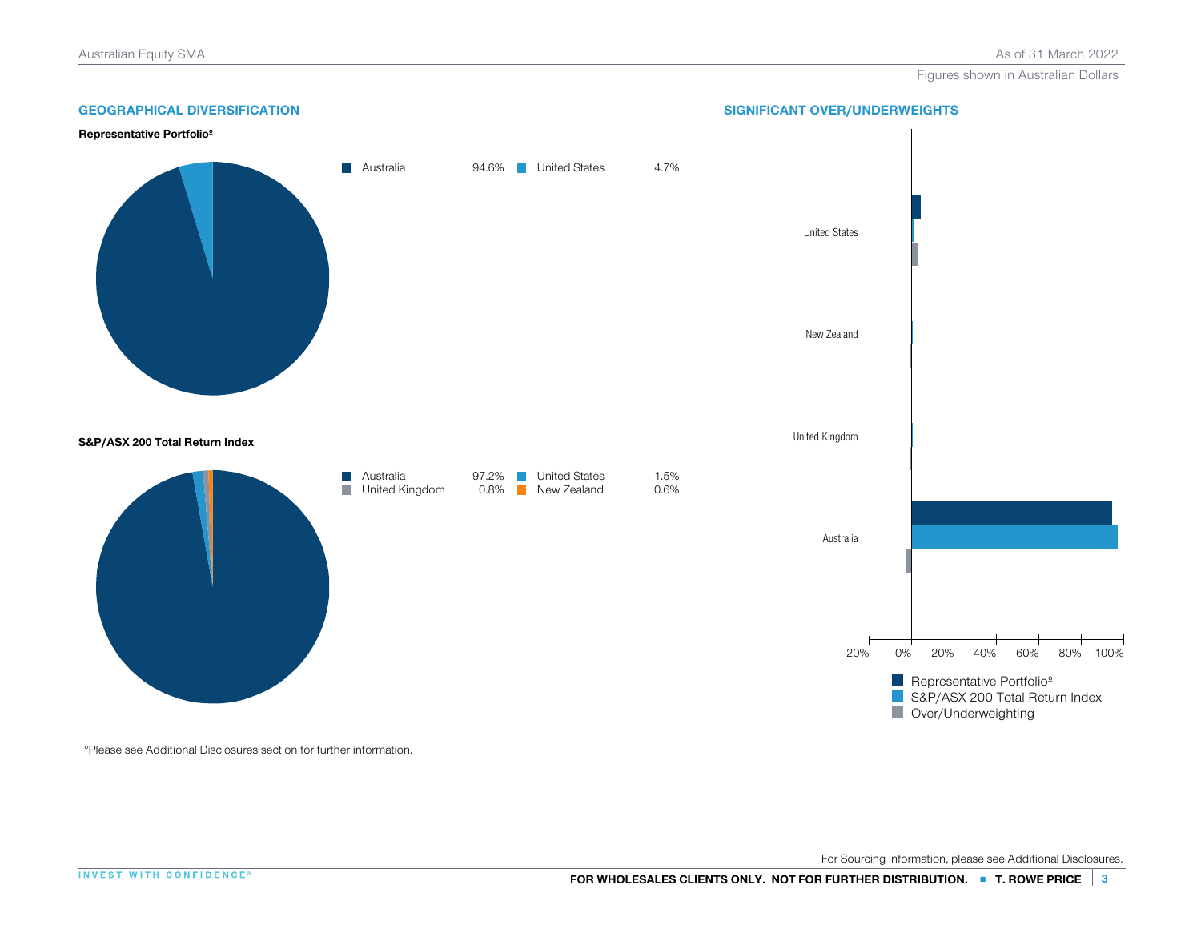## GEOGRAPHICAL DIVERSIFICATION

**Representative Portfolio[º]**

| Country | Weight | Country | Weight |
|---|---|---|---|
| Australia | 94.6% | United States | 4.7% |

**S&P/ASX 200 Total Return Index**

| Country | Weight | Country | Weight |
|---|---|---|---|
| Australia | 97.2% | United States | 1.5% |
| United Kingdom | 0.8% | New Zealand | 0.6% |

## SIGNIFICANT OVER/UNDERWEIGHTS

United States

New Zealand

United Kingdom

Australia

-20% 0% 20% 40% 60% 80% 100%

Representative Portfolio[º]
S&P/ASX 200 Total Return Index
Over/Underweighting

ºPlease see Additional Disclosures section for further information.

For Sourcing Information, please see Additional Disclosures.

FOR WHOLESALES CLIENTS ONLY. NOT FOR FURTHER DISTRIBUTION.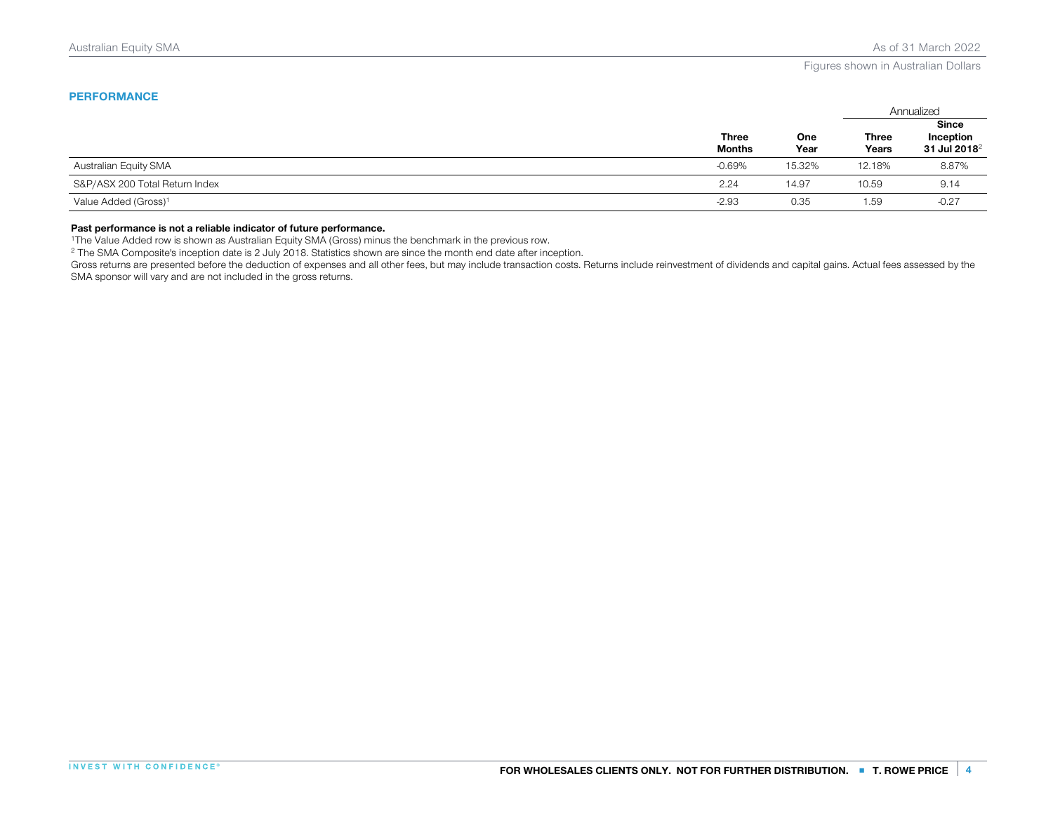## PERFORMANCE

| | Three Months | One Year | Annualized Three Years | Annualized Since Inception 31 Jul 2018[2] |
|---|---|---|---|---|
| Australian Equity SMA | -0.69% | 15.32% | 12.18% | 8.87% |
| S&P/ASX 200 Total Return Index | 2.24 | 14.97 | 10.59 | 9.14 |
| Value Added (Gross)[1] | -2.93 | 0.35 | 1.59 | -0.27 |

**Past performance is not a reliable indicator of future performance.**

[1]The Value Added row is shown as Australian Equity SMA (Gross) minus the benchmark in the previous row.

[2] The SMA Composite's inception date is 2 July 2018. Statistics shown are since the month end date after inception.

Gross returns are presented before the deduction of expenses and all other fees, but may include transaction costs. Returns include reinvestment of dividends and capital gains. Actual fees assessed by the SMA sponsor will vary and are not included in the gross returns.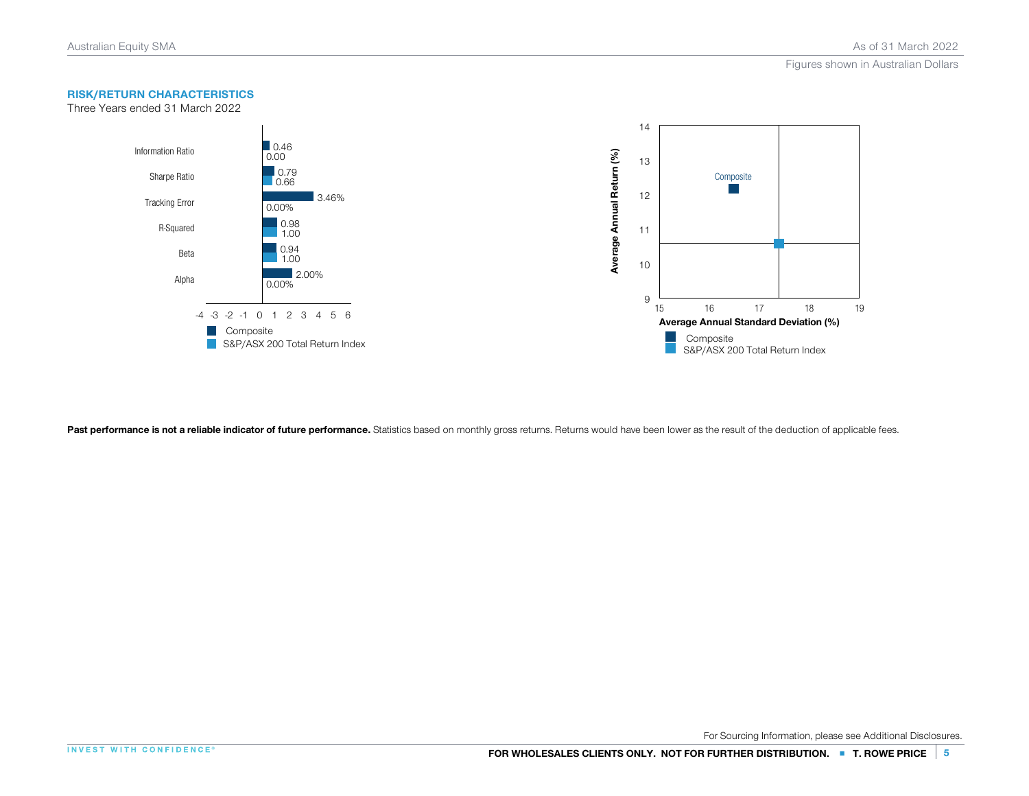Figures shown in Australian Dollars

### RISK/RETURN CHARACTERISTICS

Three Years ended 31 March 2022

| | Composite | S&P/ASX 200 Total Return Index |
|---|---|---|
| Information Ratio | 0.46 | 0.00 |
| Sharpe Ratio | 0.79 | 0.66 |
| Tracking Error | 3.46% | 0.00% |
| R-Squared | 0.98 | 1.00 |
| Beta | 0.94 | 1.00 |
| Alpha | 2.00% | 0.00% |

Average Annual Return (%) vs. Average Annual Standard Deviation (%)

- Composite
- S&P/ASX 200 Total Return Index

**Past performance is not a reliable indicator of future performance.** Statistics based on monthly gross returns. Returns would have been lower as the result of the deduction of applicable fees.

For Sourcing Information, please see Additional Disclosures.

**FOR WHOLESALES CLIENTS ONLY. NOT FOR FURTHER DISTRIBUTION.**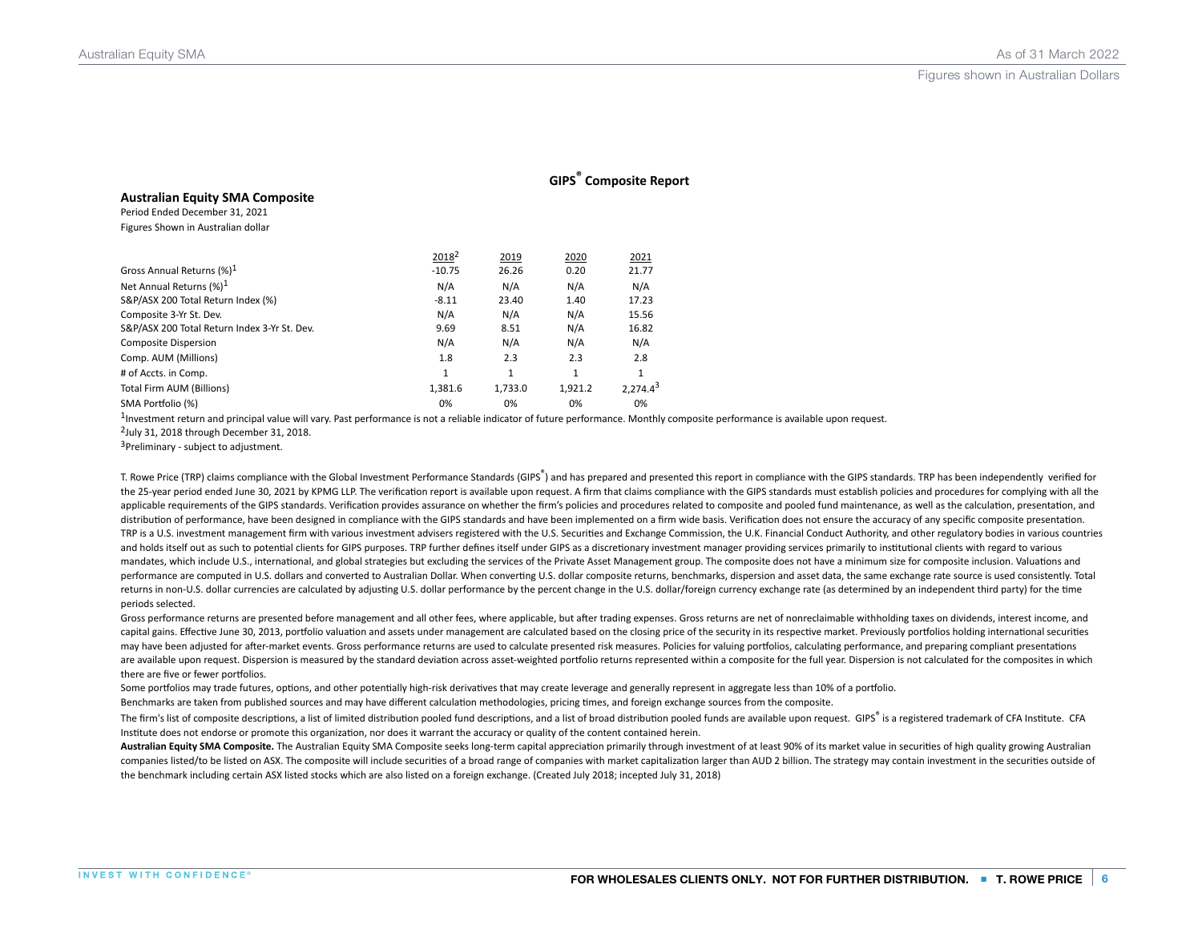## GIPS® Composite Report

### Australian Equity SMA Composite

Period Ended December 31, 2021

Figures Shown in Australian dollar

| | 2018[2] | 2019 | 2020 | 2021 |
|---|---|---|---|---|
| Gross Annual Returns (%)[1] | -10.75 | 26.26 | 0.20 | 21.77 |
| Net Annual Returns (%)[1] | N/A | N/A | N/A | N/A |
| S&P/ASX 200 Total Return Index (%) | -8.11 | 23.40 | 1.40 | 17.23 |
| Composite 3-Yr St. Dev. | N/A | N/A | N/A | 15.56 |
| S&P/ASX 200 Total Return Index 3-Yr St. Dev. | 9.69 | 8.51 | N/A | 16.82 |
| Composite Dispersion | N/A | N/A | N/A | N/A |
| Comp. AUM (Millions) | 1.8 | 2.3 | 2.3 | 2.8 |
| # of Accts. in Comp. | 1 | 1 | 1 | 1 |
| Total Firm AUM (Billions) | 1,381.6 | 1,733.0 | 1,921.2 | 2,274.4[3] |
| SMA Portfolio (%) | 0% | 0% | 0% | 0% |

[1]Investment return and principal value will vary. Past performance is not a reliable indicator of future performance. Monthly composite performance is available upon request.

[2]July 31, 2018 through December 31, 2018.

[3]Preliminary - subject to adjustment.

T. Rowe Price (TRP) claims compliance with the Global Investment Performance Standards (GIPS®) and has prepared and presented this report in compliance with the GIPS standards. TRP has been independently verified for the 25-year period ended June 30, 2021 by KPMG LLP. The verification report is available upon request. A firm that claims compliance with the GIPS standards must establish policies and procedures for complying with all the applicable requirements of the GIPS standards. Verification provides assurance on whether the firm's policies and procedures related to composite and pooled fund maintenance, as well as the calculation, presentation, and distribution of performance, have been designed in compliance with the GIPS standards and have been implemented on a firm wide basis. Verification does not ensure the accuracy of any specific composite presentation. TRP is a U.S. investment management firm with various investment advisers registered with the U.S. Securities and Exchange Commission, the U.K. Financial Conduct Authority, and other regulatory bodies in various countries and holds itself out as such to potential clients for GIPS purposes. TRP further defines itself under GIPS as a discretionary investment manager providing services primarily to institutional clients with regard to various mandates, which include U.S., international, and global strategies but excluding the services of the Private Asset Management group. The composite does not have a minimum size for composite inclusion. Valuations and performance are computed in U.S. dollars and converted to Australian Dollar. When converting U.S. dollar composite returns, benchmarks, dispersion and asset data, the same exchange rate source is used consistently. Total returns in non-U.S. dollar currencies are calculated by adjusting U.S. dollar performance by the percent change in the U.S. dollar/foreign currency exchange rate (as determined by an independent third party) for the time periods selected.

Gross performance returns are presented before management and all other fees, where applicable, but after trading expenses. Gross returns are net of nonreclaimable withholding taxes on dividends, interest income, and capital gains. Effective June 30, 2013, portfolio valuation and assets under management are calculated based on the closing price of the security in its respective market. Previously portfolios holding international securities may have been adjusted for after-market events. Gross performance returns are used to calculate presented risk measures. Policies for valuing portfolios, calculating performance, and preparing compliant presentations are available upon request. Dispersion is measured by the standard deviation across asset-weighted portfolio returns represented within a composite for the full year. Dispersion is not calculated for the composites in which there are five or fewer portfolios.

Some portfolios may trade futures, options, and other potentially high-risk derivatives that may create leverage and generally represent in aggregate less than 10% of a portfolio.

Benchmarks are taken from published sources and may have different calculation methodologies, pricing times, and foreign exchange sources from the composite.

The firm's list of composite descriptions, a list of limited distribution pooled fund descriptions, and a list of broad distribution pooled funds are available upon request. GIPS® is a registered trademark of CFA Institute. CFA Institute does not endorse or promote this organization, nor does it warrant the accuracy or quality of the content contained herein.

**Australian Equity SMA Composite.** The Australian Equity SMA Composite seeks long-term capital appreciation primarily through investment of at least 90% of its market value in securities of high quality growing Australian companies listed/to be listed on ASX. The composite will include securities of a broad range of companies with market capitalization larger than AUD 2 billion. The strategy may contain investment in the securities outside of the benchmark including certain ASX listed stocks which are also listed on a foreign exchange. (Created July 2018; incepted July 31, 2018)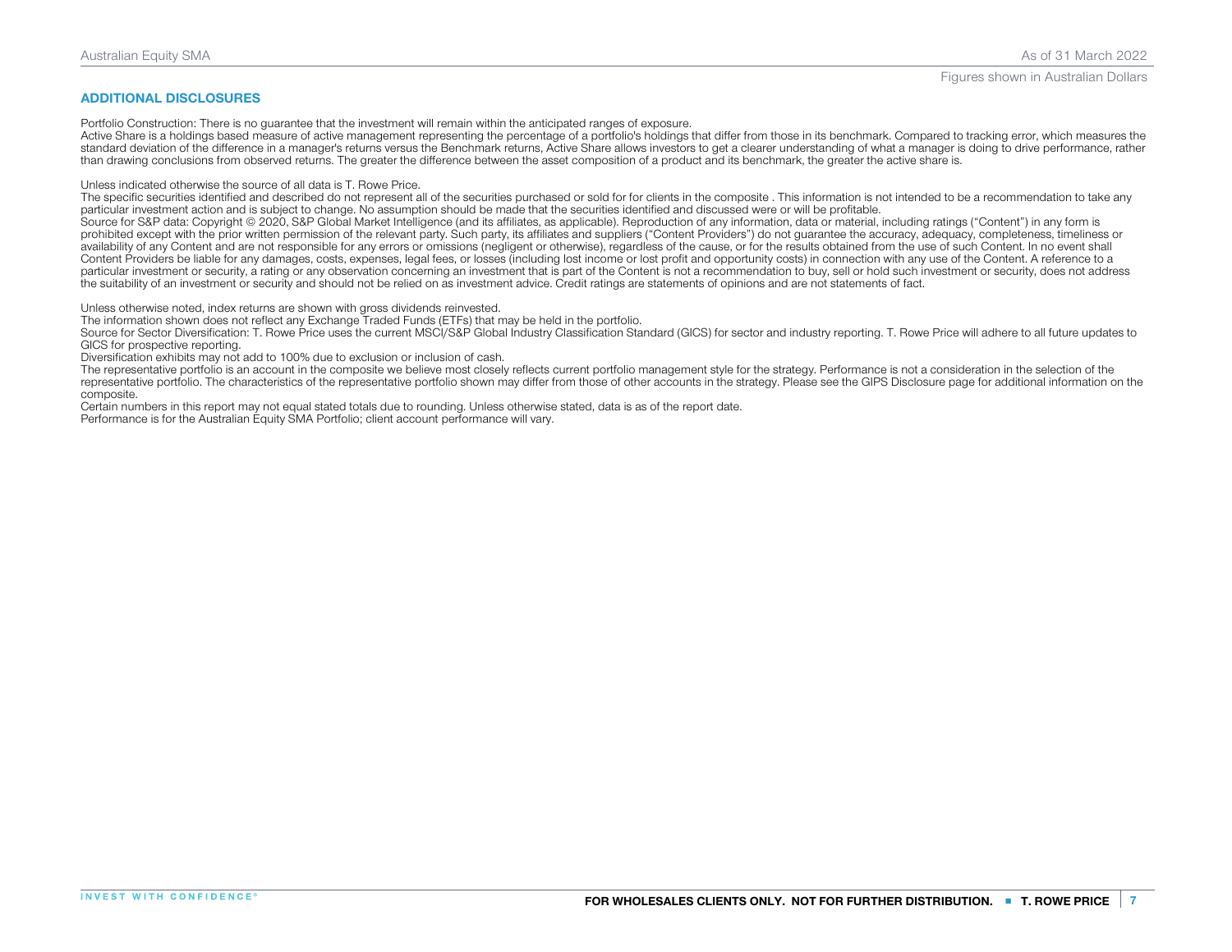## ADDITIONAL DISCLOSURES

Portfolio Construction: There is no guarantee that the investment will remain within the anticipated ranges of exposure.
Active Share is a holdings based measure of active management representing the percentage of a portfolio's holdings that differ from those in its benchmark. Compared to tracking error, which measures the standard deviation of the difference in a manager's returns versus the Benchmark returns, Active Share allows investors to get a clearer understanding of what a manager is doing to drive performance, rather than drawing conclusions from observed returns. The greater the difference between the asset composition of a product and its benchmark, the greater the active share is.

Unless indicated otherwise the source of all data is T. Rowe Price.
The specific securities identified and described do not represent all of the securities purchased or sold for for clients in the composite . This information is not intended to be a recommendation to take any particular investment action and is subject to change. No assumption should be made that the securities identified and discussed were or will be profitable.
Source for S&P data: Copyright © 2020, S&P Global Market Intelligence (and its affiliates, as applicable). Reproduction of any information, data or material, including ratings ("Content") in any form is prohibited except with the prior written permission of the relevant party. Such party, its affiliates and suppliers ("Content Providers") do not guarantee the accuracy, adequacy, completeness, timeliness or availability of any Content and are not responsible for any errors or omissions (negligent or otherwise), regardless of the cause, or for the results obtained from the use of such Content. In no event shall Content Providers be liable for any damages, costs, expenses, legal fees, or losses (including lost income or lost profit and opportunity costs) in connection with any use of the Content. A reference to a particular investment or security, a rating or any observation concerning an investment that is part of the Content is not a recommendation to buy, sell or hold such investment or security, does not address the suitability of an investment or security and should not be relied on as investment advice. Credit ratings are statements of opinions and are not statements of fact.

Unless otherwise noted, index returns are shown with gross dividends reinvested.
The information shown does not reflect any Exchange Traded Funds (ETFs) that may be held in the portfolio.
Source for Sector Diversification: T. Rowe Price uses the current MSCI/S&P Global Industry Classification Standard (GICS) for sector and industry reporting. T. Rowe Price will adhere to all future updates to GICS for prospective reporting.
Diversification exhibits may not add to 100% due to exclusion or inclusion of cash.
The representative portfolio is an account in the composite we believe most closely reflects current portfolio management style for the strategy. Performance is not a consideration in the selection of the representative portfolio. The characteristics of the representative portfolio shown may differ from those of other accounts in the strategy. Please see the GIPS Disclosure page for additional information on the composite.
Certain numbers in this report may not equal stated totals due to rounding. Unless otherwise stated, data is as of the report date.
Performance is for the Australian Equity SMA Portfolio; client account performance will vary.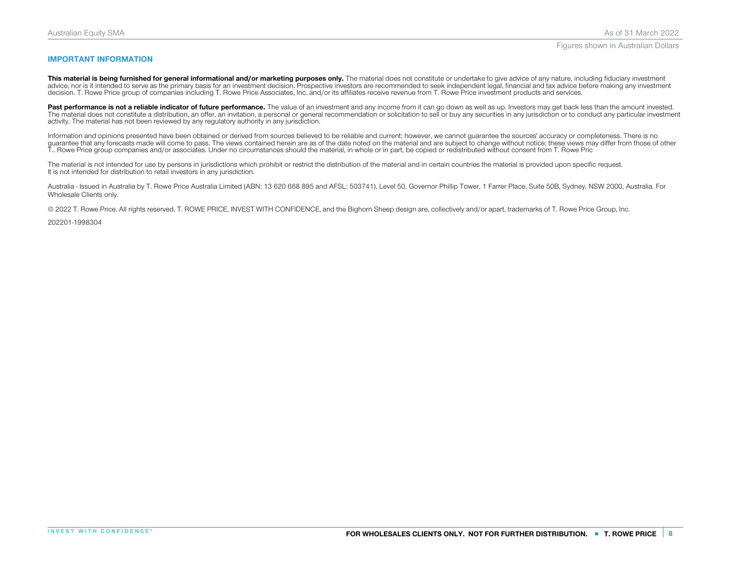## IMPORTANT INFORMATION

**This material is being furnished for general informational and/or marketing purposes only.** The material does not constitute or undertake to give advice of any nature, including fiduciary investment advice, nor is it intended to serve as the primary basis for an investment decision. Prospective investors are recommended to seek independent legal, financial and tax advice before making any investment decision. T. Rowe Price group of companies including T. Rowe Price Associates, Inc. and/or its affiliates receive revenue from T. Rowe Price investment products and services.

**Past performance is not a reliable indicator of future performance.** The value of an investment and any income from it can go down as well as up. Investors may get back less than the amount invested. The material does not constitute a distribution, an offer, an invitation, a personal or general recommendation or solicitation to sell or buy any securities in any jurisdiction or to conduct any particular investment activity. The material has not been reviewed by any regulatory authority in any jurisdiction.

Information and opinions presented have been obtained or derived from sources believed to be reliable and current; however, we cannot guarantee the sources' accuracy or completeness. There is no guarantee that any forecasts made will come to pass. The views contained herein are as of the date noted on the material and are subject to change without notice; these views may differ from those of other T.. Rowe Price group companies and/or associates. Under no circumstances should the material, in whole or in part, be copied or redistributed without consent from T. Rowe Pric

The material is not intended for use by persons in jurisdictions which prohibit or restrict the distribution of the material and in certain countries the material is provided upon specific request. It is not intended for distribution to retail investors in any jurisdiction.

Australia - Issued in Australia by T. Rowe Price Australia Limited (ABN: 13 620 668 895 and AFSL: 503741), Level 50, Governor Phillip Tower, 1 Farrer Place, Suite 50B, Sydney, NSW 2000, Australia. For Wholesale Clients only.

© 2022 T. Rowe Price. All rights reserved. T. ROWE PRICE, INVEST WITH CONFIDENCE, and the Bighorn Sheep design are, collectively and/or apart, trademarks of T. Rowe Price Group, Inc.

202201-1998304